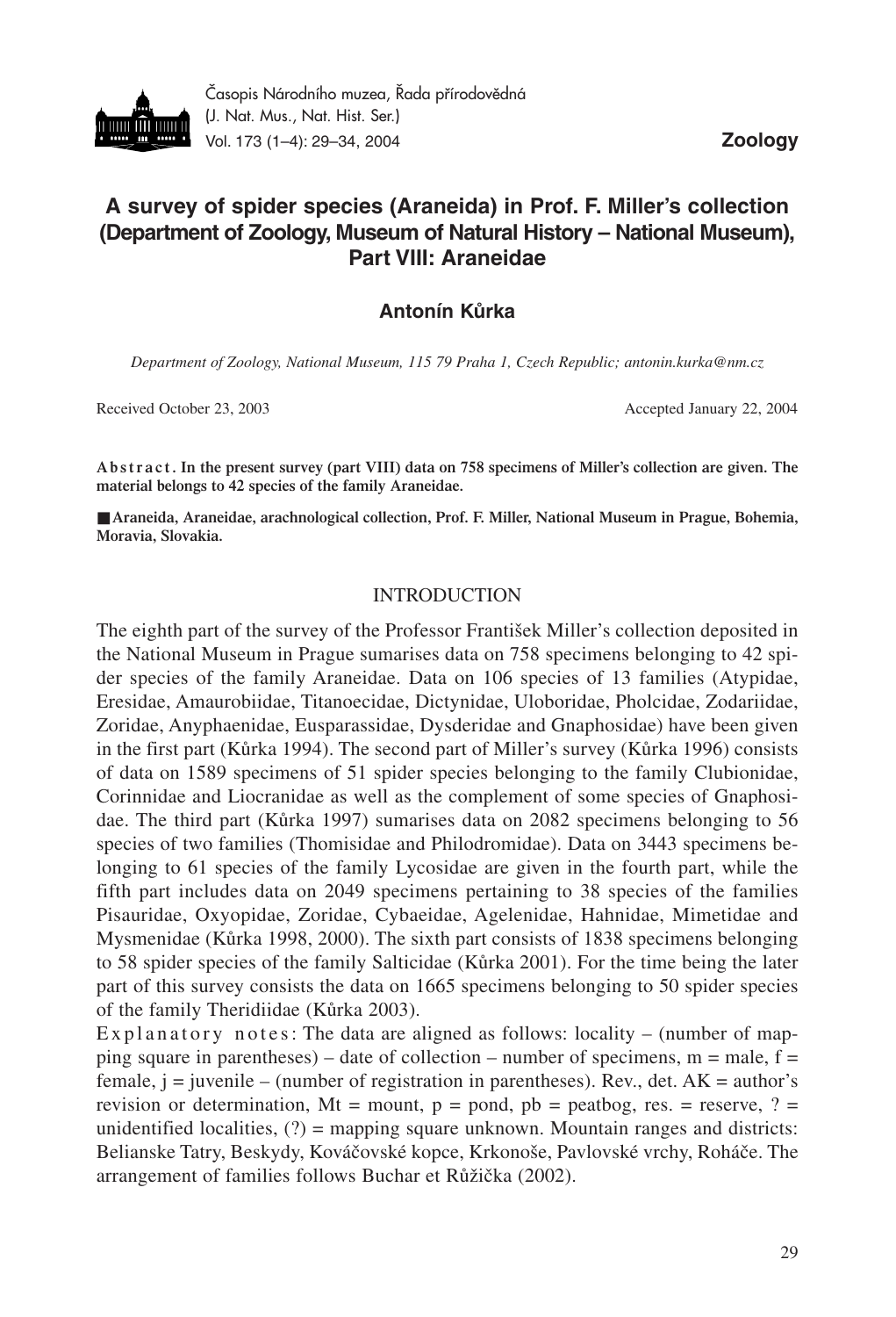# A survey of spider species (Araneida) in Prof. F. Miller's collection (Department of Zoology, Museum of Natural History – National Museum), Part VIII: Araneidae

**Antonín Kůrka**

*Department of Zoology, National Museum, 115 79 Praha 1, Czech Republic; antonin.kurka@nm.cz*

Received October 23, 2003 Accepted January 22, 2004

**Abstract. In the present survey (part VIII) data on 758 specimens of Miller's collection are given. The material belongs to 42 species of the family Araneidae.**

**Araneida, Araneidae, arachnological collection, Prof. F. Miller, National Museum in Prague, Bohemia, Moravia, Slovakia.**

## INTRODUCTION

The eighth part of the survey of the Professor František Miller's collection deposited in the National Museum in Prague sumarises data on 758 specimens belonging to 42 spider species of the family Araneidae. Data on 106 species of 13 families (Atypidae, Eresidae, Amaurobiidae, Titanoecidae, Dictynidae, Uloboridae, Pholcidae, Zodariidae, Zoridae, Anyphaenidae, Eusparassidae, Dysderidae and Gnaphosidae) have been given in the first part (Kůrka 1994). The second part of Miller's survey (Kůrka 1996) consists of data on 1589 specimens of 51 spider species belonging to the family Clubionidae, Corinnidae and Liocranidae as well as the complement of some species of Gnaphosidae. The third part (Kůrka 1997) sumarises data on 2082 specimens belonging to 56 species of two families (Thomisidae and Philodromidae). Data on 3443 specimens belonging to 61 species of the family Lycosidae are given in the fourth part, while the fifth part includes data on 2049 specimens pertaining to 38 species of the families Pisauridae, Oxyopidae, Zoridae, Cybaeidae, Agelenidae, Hahnidae, Mimetidae and Mysmenidae (Kůrka 1998, 2000). The sixth part consists of 1838 specimens belonging to 58 spider species of the family Salticidae (Kůrka 2001). For the time being the later part of this survey consists the data on 1665 specimens belonging to 50 spider species of the family Theridiidae (Kůrka 2003).

Explanatory notes: The data are aligned as follows: locality – (number of mapping square in parentheses) – date of collection – number of specimens, m = male, f = female, j = juvenile – (number of registration in parentheses). Rev., det. AK = author's revision or determination, Mt = mount, p = pond, pb = peatbog, res. = reserve, ? = unidentified localities, (?) = mapping square unknown. Mountain ranges and districts: Belianske Tatry, Beskydy, Kováčovské kopce, Krkonoše, Pavlovské vrchy, Roháče. The arrangement of families follows Buchar et Růžička (2002).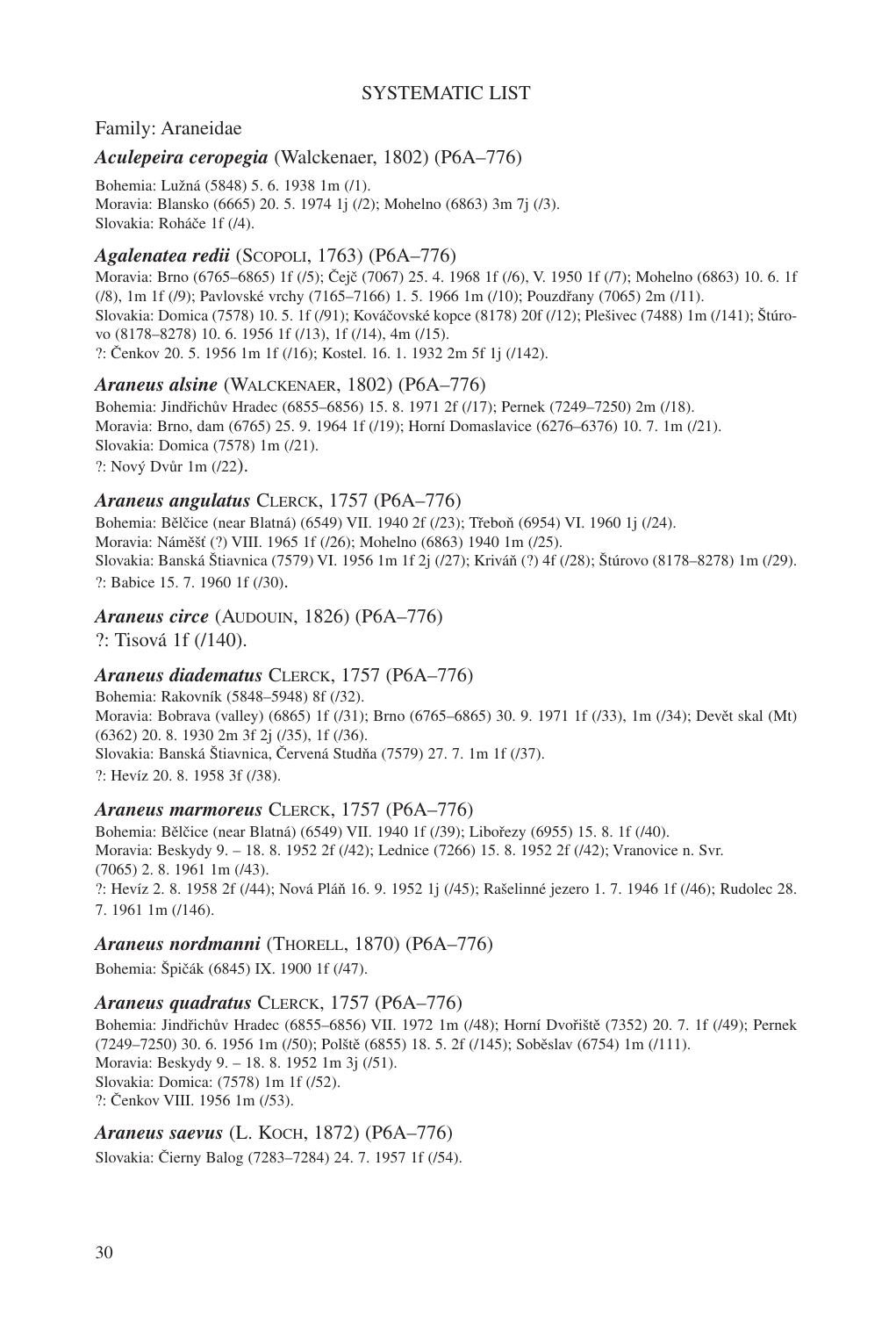## SYSTEMATIC LIST

### Family: Araneidae

#### ***Aculepeira ceropegia*** (Walckenaer, 1802) (P6A–776)

Bohemia: Lužná (5848) 5. 6. 1938 1m (/1).
Moravia: Blansko (6665) 20. 5. 1974 1j (/2); Mohelno (6863) 3m 7j (/3).
Slovakia: Roháče 1f (/4).

#### ***Agalenatea redii*** (Scopoli, 1763) (P6A–776)

Moravia: Brno (6765–6865) 1f (/5); Čejč (7067) 25. 4. 1968 1f (/6), V. 1950 1f (/7); Mohelno (6863) 10. 6. 1f (/8), 1m 1f (/9); Pavlovské vrchy (7165–7166) 1. 5. 1966 1m (/10); Pouzdřany (7065) 2m (/11).
Slovakia: Domica (7578) 10. 5. 1f (/91); Kováčovské kopce (8178) 20f (/12); Plešivec (7488) 1m (/141); Štúrovo (8178–8278) 10. 6. 1956 1f (/13), 1f (/14), 4m (/15).
?: Čenkov 20. 5. 1956 1m 1f (/16); Kostel. 16. 1. 1932 2m 5f 1j (/142).

#### ***Araneus alsine*** (Walckenaer, 1802) (P6A–776)

Bohemia: Jindřichův Hradec (6855–6856) 15. 8. 1971 2f (/17); Pernek (7249–7250) 2m (/18).
Moravia: Brno, dam (6765) 25. 9. 1964 1f (/19); Horní Domaslavice (6276–6376) 10. 7. 1m (/21).
Slovakia: Domica (7578) 1m (/21).
?: Nový Dvůr 1m (/22).

#### ***Araneus angulatus*** Clerck, 1757 (P6A–776)

Bohemia: Bělčice (near Blatná) (6549) VII. 1940 2f (/23); Třeboň (6954) VI. 1960 1j (/24).
Moravia: Náměšť (?) VIII. 1965 1f (/26); Mohelno (6863) 1940 1m (/25).
Slovakia: Banská Štiavnica (7579) VI. 1956 1m 1f 2j (/27); Kriváň (?) 4f (/28); Štúrovo (8178–8278) 1m (/29).
?: Babice 15. 7. 1960 1f (/30).

#### ***Araneus circe*** (Audouin, 1826) (P6A–776)

?: Tisová 1f (/140).

#### ***Araneus diadematus*** Clerck, 1757 (P6A–776)

Bohemia: Rakovník (5848–5948) 8f (/32).
Moravia: Bobrava (valley) (6865) 1f (/31); Brno (6765–6865) 30. 9. 1971 1f (/33), 1m (/34); Devět skal (Mt) (6362) 20. 8. 1930 2m 3f 2j (/35), 1f (/36).
Slovakia: Banská Štiavnica, Červená Studňa (7579) 27. 7. 1m 1f (/37).
?: Hevíz 20. 8. 1958 3f (/38).

#### ***Araneus marmoreus*** Clerck, 1757 (P6A–776)

Bohemia: Bělčice (near Blatná) (6549) VII. 1940 1f (/39); Libořezy (6955) 15. 8. 1f (/40).
Moravia: Beskydy 9. – 18. 8. 1952 2f (/42); Lednice (7266) 15. 8. 1952 2f (/42); Vranovice n. Svr. (7065) 2. 8. 1961 1m (/43).
?: Hevíz 2. 8. 1958 2f (/44); Nová Pláň 16. 9. 1952 1j (/45); Rašelinné jezero 1. 7. 1946 1f (/46); Rudolec 28. 7. 1961 1m (/146).

#### ***Araneus nordmanni*** (Thorell, 1870) (P6A–776)

Bohemia: Špičák (6845) IX. 1900 1f (/47).

#### ***Araneus quadratus*** Clerck, 1757 (P6A–776)

Bohemia: Jindřichův Hradec (6855–6856) VII. 1972 1m (/48); Horní Dvořiště (7352) 20. 7. 1f (/49); Pernek (7249–7250) 30. 6. 1956 1m (/50); Polště (6855) 18. 5. 2f (/145); Soběslav (6754) 1m (/111).
Moravia: Beskydy 9. – 18. 8. 1952 1m 3j (/51).
Slovakia: Domica: (7578) 1m 1f (/52).
?: Čenkov VIII. 1956 1m (/53).

#### ***Araneus saevus*** (L. Koch, 1872) (P6A–776)

Slovakia: Čierny Balog (7283–7284) 24. 7. 1957 1f (/54).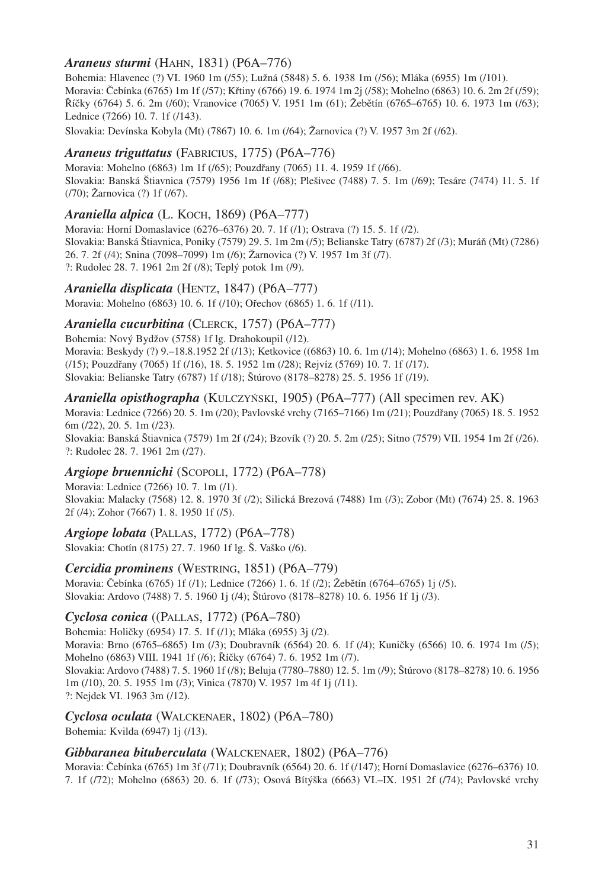### *Araneus sturmi* (Hahn, 1831) (P6A–776)

Bohemia: Hlavenec (?) VI. 1960 1m (/55); Lužná (5848) 5. 6. 1938 1m (/56); Mláka (6955) 1m (/101).
Moravia: Čebínka (6765) 1m 1f (/57); Křtiny (6766) 19. 6. 1974 1m 2j (/58); Mohelno (6863) 10. 6. 2m 2f (/59); Říčky (6764) 5. 6. 2m (/60); Vranovice (7065) V. 1951 1m (61); Žebětín (6765–6765) 10. 6. 1973 1m (/63); Lednice (7266) 10. 7. 1f (/143).
Slovakia: Devínska Kobyla (Mt) (7867) 10. 6. 1m (/64); Žarnovica (?) V. 1957 3m 2f (/62).

### *Araneus triguttatus* (Fabricius, 1775) (P6A–776)

Moravia: Mohelno (6863) 1m 1f (/65); Pouzdřany (7065) 11. 4. 1959 1f (/66).
Slovakia: Banská Štiavnica (7579) 1956 1m 1f (/68); Plešivec (7488) 7. 5. 1m (/69); Tesáre (7474) 11. 5. 1f (/70); Žarnovica (?) 1f (/67).

### *Araniella alpica* (L. Koch, 1869) (P6A–777)

Moravia: Horní Domaslavice (6276–6376) 20. 7. 1f (/1); Ostrava (?) 15. 5. 1f (/2).
Slovakia: Banská Štiavnica, Poniky (7579) 29. 5. 1m 2m (/5); Belianske Tatry (6787) 2f (/3); Muráň (Mt) (7286) 26. 7. 2f (/4); Snina (7098–7099) 1m (/6); Žarnovica (?) V. 1957 1m 3f (/7).
?: Rudolec 28. 7. 1961 2m 2f (/8); Teplý potok 1m (/9).

### *Araniella displicata* (Hentz, 1847) (P6A–777)

Moravia: Mohelno (6863) 10. 6. 1f (/10); Ořechov (6865) 1. 6. 1f (/11).

### *Araniella cucurbitina* (Clerck, 1757) (P6A–777)

Bohemia: Nový Bydžov (5758) 1f lg. Drahokoupil (/12).
Moravia: Beskydy (?) 9.–18.8.1952 2f (/13); Ketkovice ((6863) 10. 6. 1m (/14); Mohelno (6863) 1. 6. 1958 1m (/15); Pouzdřany (7065) 1f (/16), 18. 5. 1952 1m (/28); Rejvíz (5769) 10. 7. 1f (/17).
Slovakia: Belianske Tatry (6787) 1f (/18); Štúrovo (8178–8278) 25. 5. 1956 1f (/19).

### *Araniella opisthographa* (Kulczyński, 1905) (P6A–777) (All specimen rev. AK)

Moravia: Lednice (7266) 20. 5. 1m (/20); Pavlovské vrchy (7165–7166) 1m (/21); Pouzdřany (7065) 18. 5. 1952 6m (/22), 20. 5. 1m (/23).
Slovakia: Banská Štiavnica (7579) 1m 2f (/24); Bzovík (?) 20. 5. 2m (/25); Sitno (7579) VII. 1954 1m 2f (/26).
?: Rudolec 28. 7. 1961 2m (/27).

### *Argiope bruennichi* (Scopoli, 1772) (P6A–778)

Moravia: Lednice (7266) 10. 7. 1m (/1).
Slovakia: Malacky (7568) 12. 8. 1970 3f (/2); Silická Brezová (7488) 1m (/3); Zobor (Mt) (7674) 25. 8. 1963 2f (/4); Zohor (7667) 1. 8. 1950 1f (/5).

### *Argiope lobata* (Pallas, 1772) (P6A–778)

Slovakia: Chotín (8175) 27. 7. 1960 1f lg. Š. Vaško (/6).

### *Cercidia prominens* (Westring, 1851) (P6A–779)

Moravia: Čebínka (6765) 1f (/1); Lednice (7266) 1. 6. 1f (/2); Žebětín (6764–6765) 1j (/5).
Slovakia: Ardovo (7488) 7. 5. 1960 1j (/4); Štúrovo (8178–8278) 10. 6. 1956 1f 1j (/3).

### *Cyclosa conica* ((Pallas, 1772) (P6A–780)

Bohemia: Holičky (6954) 17. 5. 1f (/1); Mláka (6955) 3j (/2).
Moravia: Brno (6765–6865) 1m (/3); Doubravník (6564) 20. 6. 1f (/4); Kuničky (6566) 10. 6. 1974 1m (/5); Mohelno (6863) VIII. 1941 1f (/6); Říčky (6764) 7. 6. 1952 1m (/7).
Slovakia: Ardovo (7488) 7. 5. 1960 1f (/8); Beluja (7780–7880) 12. 5. 1m (/9); Štúrovo (8178–8278) 10. 6. 1956 1m (/10), 20. 5. 1955 1m (/3); Vinica (7870) V. 1957 1m 4f 1j (/11).
?: Nejdek VI. 1963 3m (/12).

### *Cyclosa oculata* (Walckenaer, 1802) (P6A–780)

Bohemia: Kvilda (6947) 1j (/13).

### *Gibbaranea bituberculata* (Walckenaer, 1802) (P6A–776)

Moravia: Čebínka (6765) 1m 3f (/71); Doubravník (6564) 20. 6. 1f (/147); Horní Domaslavice (6276–6376) 10. 7. 1f (/72); Mohelno (6863) 20. 6. 1f (/73); Osová Bítýška (6663) VI.–IX. 1951 2f (/74); Pavlovské vrchy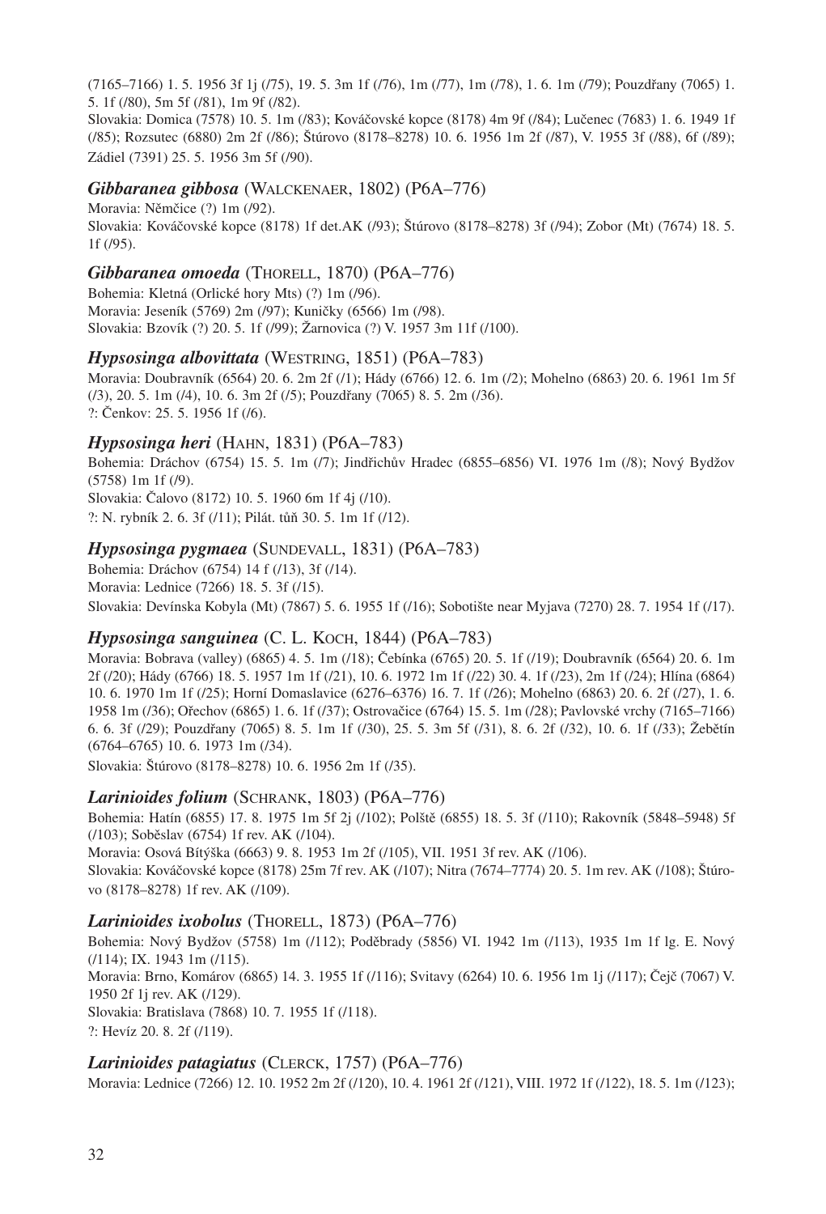(7165–7166) 1. 5. 1956 3f 1j (/75), 19. 5. 3m 1f (/76), 1m (/77), 1m (/78), 1. 6. 1m (/79); Pouzdřany (7065) 1. 5. 1f (/80), 5m 5f (/81), 1m 9f (/82).

Slovakia: Domica (7578) 10. 5. 1m (/83); Kováčovské kopce (8178) 4m 9f (/84); Lučenec (7683) 1. 6. 1949 1f (/85); Rozsutec (6880) 2m 2f (/86); Štúrovo (8178–8278) 10. 6. 1956 1m 2f (/87), V. 1955 3f (/88), 6f (/89); Zádiel (7391) 25. 5. 1956 3m 5f (/90).

### *Gibbaranea gibbosa* (Walckenaer, 1802) (P6A–776)

Moravia: Němčice (?) 1m (/92).

Slovakia: Kováčovské kopce (8178) 1f det.AK (/93); Štúrovo (8178–8278) 3f (/94); Zobor (Mt) (7674) 18. 5. 1f (/95).

### *Gibbaranea omoeda* (Thorell, 1870) (P6A–776)

Bohemia: Kletná (Orlické hory Mts) (?) 1m (/96).

Moravia: Jeseník (5769) 2m (/97); Kuničky (6566) 1m (/98).

Slovakia: Bzovík (?) 20. 5. 1f (/99); Žarnovica (?) V. 1957 3m 11f (/100).

### *Hypsosinga albovittata* (Westring, 1851) (P6A–783)

Moravia: Doubravník (6564) 20. 6. 2m 2f (/1); Hády (6766) 12. 6. 1m (/2); Mohelno (6863) 20. 6. 1961 1m 5f (/3), 20. 5. 1m (/4), 10. 6. 3m 2f (/5); Pouzdřany (7065) 8. 5. 2m (/36).

?: Čenkov: 25. 5. 1956 1f (/6).

### *Hypsosinga heri* (Hahn, 1831) (P6A–783)

Bohemia: Dráchov (6754) 15. 5. 1m (/7); Jindřichův Hradec (6855–6856) VI. 1976 1m (/8); Nový Bydžov (5758) 1m 1f (/9).

Slovakia: Čalovo (8172) 10. 5. 1960 6m 1f 4j (/10).

?: N. rybník 2. 6. 3f (/11); Pilát. tůň 30. 5. 1m 1f (/12).

### *Hypsosinga pygmaea* (Sundevall, 1831) (P6A–783)

Bohemia: Dráchov (6754) 14 f (/13), 3f (/14).

Moravia: Lednice (7266) 18. 5. 3f (/15).

Slovakia: Devínska Kobyla (Mt) (7867) 5. 6. 1955 1f (/16); Sobotište near Myjava (7270) 28. 7. 1954 1f (/17).

### *Hypsosinga sanguinea* (C. L. Koch, 1844) (P6A–783)

Moravia: Bobrava (valley) (6865) 4. 5. 1m (/18); Čebínka (6765) 20. 5. 1f (/19); Doubravník (6564) 20. 6. 1m 2f (/20); Hády (6766) 18. 5. 1957 1m 1f (/21), 10. 6. 1972 1m 1f (/22) 30. 4. 1f (/23), 2m 1f (/24); Hlína (6864) 10. 6. 1970 1m 1f (/25); Horní Domaslavice (6276–6376) 16. 7. 1f (/26); Mohelno (6863) 20. 6. 2f (/27), 1. 6. 1958 1m (/36); Ořechov (6865) 1. 6. 1f (/37); Ostrovačice (6764) 15. 5. 1m (/28); Pavlovské vrchy (7165–7166) 6. 6. 3f (/29); Pouzdřany (7065) 8. 5. 1m 1f (/30), 25. 5. 3m 5f (/31), 8. 6. 2f (/32), 10. 6. 1f (/33); Žebětín (6764–6765) 10. 6. 1973 1m (/34).

Slovakia: Štúrovo (8178–8278) 10. 6. 1956 2m 1f (/35).

### *Larinioides folium* (Schrank, 1803) (P6A–776)

Bohemia: Hatín (6855) 17. 8. 1975 1m 5f 2j (/102); Polště (6855) 18. 5. 3f (/110); Rakovník (5848–5948) 5f (/103); Soběslav (6754) 1f rev. AK (/104).

Moravia: Osová Bítýška (6663) 9. 8. 1953 1m 2f (/105), VII. 1951 3f rev. AK (/106).

Slovakia: Kováčovské kopce (8178) 25m 7f rev. AK (/107); Nitra (7674–7774) 20. 5. 1m rev. AK (/108); Štúrovo (8178–8278) 1f rev. AK (/109).

### *Larinioides ixobolus* (Thorell, 1873) (P6A–776)

Bohemia: Nový Bydžov (5758) 1m (/112); Poděbrady (5856) VI. 1942 1m (/113), 1935 1m 1f lg. E. Nový (/114); IX. 1943 1m (/115).

Moravia: Brno, Komárov (6865) 14. 3. 1955 1f (/116); Svitavy (6264) 10. 6. 1956 1m 1j (/117); Čejč (7067) V. 1950 2f 1j rev. AK (/129).

Slovakia: Bratislava (7868) 10. 7. 1955 1f (/118).

?: Hevíz 20. 8. 2f (/119).

### *Larinioides patagiatus* (Clerck, 1757) (P6A–776)

Moravia: Lednice (7266) 12. 10. 1952 2m 2f (/120), 10. 4. 1961 2f (/121), VIII. 1972 1f (/122), 18. 5. 1m (/123);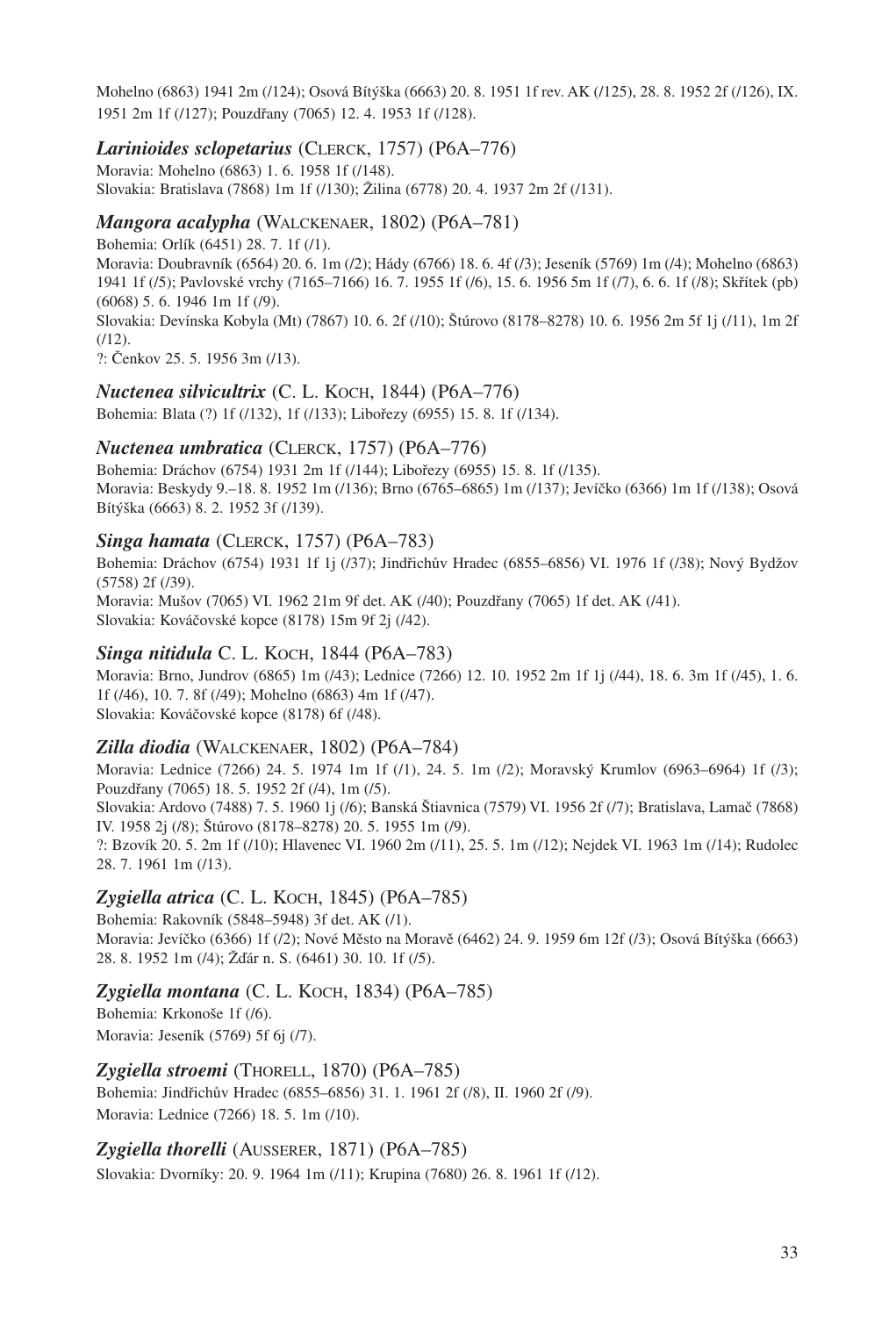Mohelno (6863) 1941 2m (/124); Osová Bítýška (6663) 20. 8. 1951 1f rev. AK (/125), 28. 8. 1952 2f (/126), IX. 1951 2m 1f (/127); Pouzdřany (7065) 12. 4. 1953 1f (/128).

### ***Larinioides sclopetarius*** (Clerck, 1757) (P6A–776)

Moravia: Mohelno (6863) 1. 6. 1958 1f (/148).
Slovakia: Bratislava (7868) 1m 1f (/130); Žilina (6778) 20. 4. 1937 2m 2f (/131).

### ***Mangora acalypha*** (Walckenaer, 1802) (P6A–781)

Bohemia: Orlík (6451) 28. 7. 1f (/1).
Moravia: Doubravník (6564) 20. 6. 1m (/2); Hády (6766) 18. 6. 4f (/3); Jeseník (5769) 1m (/4); Mohelno (6863) 1941 1f (/5); Pavlovské vrchy (7165–7166) 16. 7. 1955 1f (/6), 15. 6. 1956 5m 1f (/7), 6. 6. 1f (/8); Skřítek (pb) (6068) 5. 6. 1946 1m 1f (/9).
Slovakia: Devínska Kobyla (Mt) (7867) 10. 6. 2f (/10); Štúrovo (8178–8278) 10. 6. 1956 2m 5f 1j (/11), 1m 2f (/12).
?: Čenkov 25. 5. 1956 3m (/13).

### ***Nuctenea silvicultrix*** (C. L. Koch, 1844) (P6A–776)

Bohemia: Blata (?) 1f (/132), 1f (/133); Libořezy (6955) 15. 8. 1f (/134).

### ***Nuctenea umbratica*** (Clerck, 1757) (P6A–776)

Bohemia: Dráchov (6754) 1931 2m 1f (/144); Libořezy (6955) 15. 8. 1f (/135).
Moravia: Beskydy 9.–18. 8. 1952 1m (/136); Brno (6765–6865) 1m (/137); Jevíčko (6366) 1m 1f (/138); Osová Bítýška (6663) 8. 2. 1952 3f (/139).

### ***Singa hamata*** (Clerck, 1757) (P6A–783)

Bohemia: Dráchov (6754) 1931 1f 1j (/37); Jindřichův Hradec (6855–6856) VI. 1976 1f (/38); Nový Bydžov (5758) 2f (/39).
Moravia: Mušov (7065) VI. 1962 21m 9f det. AK (/40); Pouzdřany (7065) 1f det. AK (/41).
Slovakia: Kováčovské kopce (8178) 15m 9f 2j (/42).

### ***Singa nitidula*** C. L. Koch, 1844 (P6A–783)

Moravia: Brno, Jundrov (6865) 1m (/43); Lednice (7266) 12. 10. 1952 2m 1f 1j (/44), 18. 6. 3m 1f (/45), 1. 6. 1f (/46), 10. 7. 8f (/49); Mohelno (6863) 4m 1f (/47).
Slovakia: Kováčovské kopce (8178) 6f (/48).

### ***Zilla diodia*** (Walckenaer, 1802) (P6A–784)

Moravia: Lednice (7266) 24. 5. 1974 1m 1f (/1), 24. 5. 1m (/2); Moravský Krumlov (6963–6964) 1f (/3); Pouzdřany (7065) 18. 5. 1952 2f (/4), 1m (/5).
Slovakia: Ardovo (7488) 7. 5. 1960 1j (/6); Banská Štiavnica (7579) VI. 1956 2f (/7); Bratislava, Lamač (7868) IV. 1958 2j (/8); Štúrovo (8178–8278) 20. 5. 1955 1m (/9).
?: Bzovík 20. 5. 2m 1f (/10); Hlavenec VI. 1960 2m (/11), 25. 5. 1m (/12); Nejdek VI. 1963 1m (/14); Rudolec 28. 7. 1961 1m (/13).

### ***Zygiella atrica*** (C. L. Koch, 1845) (P6A–785)

Bohemia: Rakovník (5848–5948) 3f det. AK (/1).
Moravia: Jevíčko (6366) 1f (/2); Nové Město na Moravě (6462) 24. 9. 1959 6m 12f (/3); Osová Bítýška (6663) 28. 8. 1952 1m (/4); Žďár n. S. (6461) 30. 10. 1f (/5).

### ***Zygiella montana*** (C. L. Koch, 1834) (P6A–785)

Bohemia: Krkonoše 1f (/6).
Moravia: Jeseník (5769) 5f 6j (/7).

### ***Zygiella stroemi*** (Thorell, 1870) (P6A–785)

Bohemia: Jindřichův Hradec (6855–6856) 31. 1. 1961 2f (/8), II. 1960 2f (/9).
Moravia: Lednice (7266) 18. 5. 1m (/10).

### ***Zygiella thorelli*** (Ausserer, 1871) (P6A–785)

Slovakia: Dvorníky: 20. 9. 1964 1m (/11); Krupina (7680) 26. 8. 1961 1f (/12).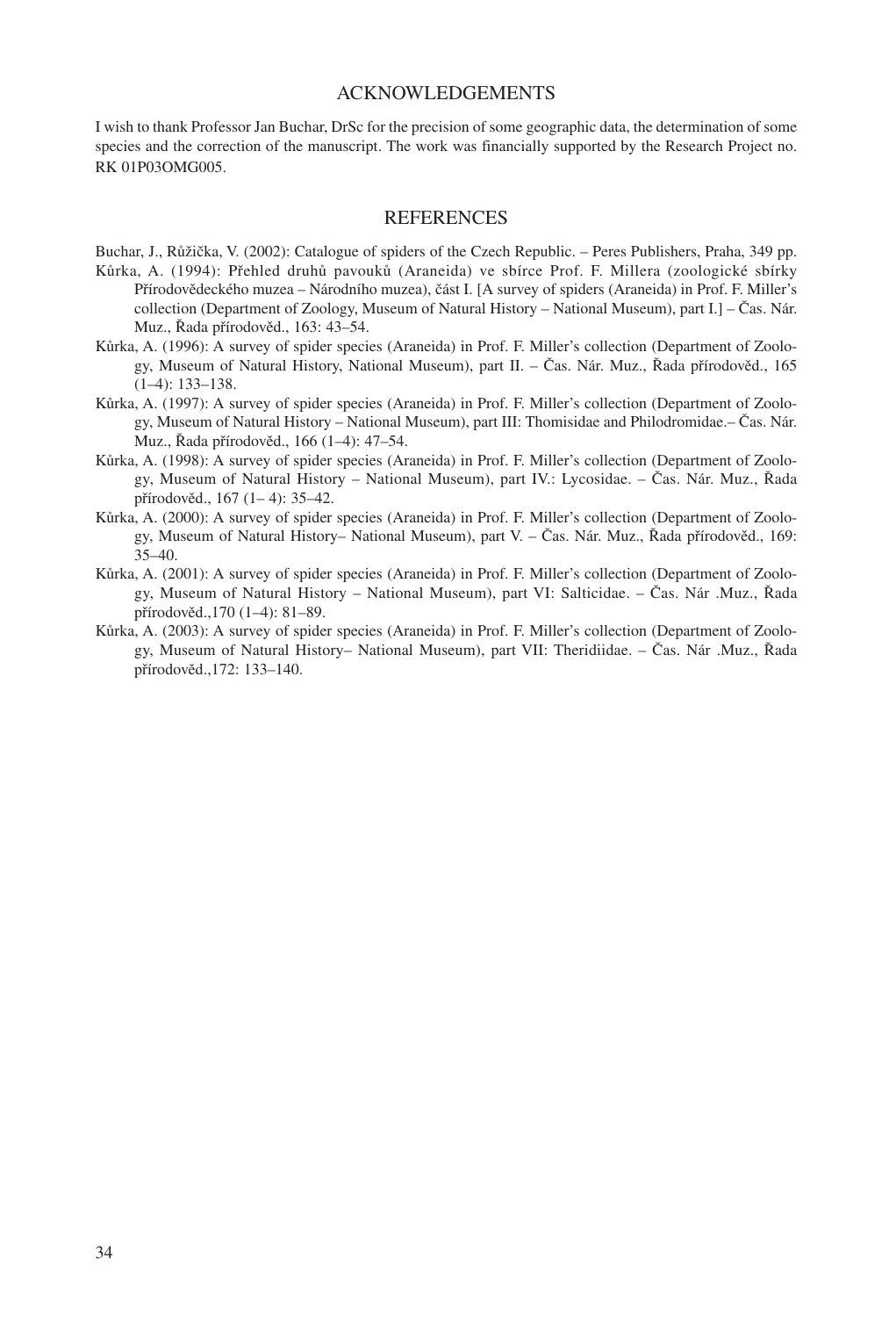## ACKNOWLEDGEMENTS

I wish to thank Professor Jan Buchar, DrSc for the precision of some geographic data, the determination of some species and the correction of the manuscript. The work was financially supported by the Research Project no. RK 01P03OMG005.

## REFERENCES

Buchar, J., Růžička, V. (2002): Catalogue of spiders of the Czech Republic. – Peres Publishers, Praha, 349 pp.

Kůrka, A. (1994): Přehled druhů pavouků (Araneida) ve sbírce Prof. F. Millera (zoologické sbírky Přírodovědeckého muzea – Národního muzea), část I. [A survey of spiders (Araneida) in Prof. F. Miller's collection (Department of Zoology, Museum of Natural History – National Museum), part I.] – Čas. Nár. Muz., Řada přírodověd., 163: 43–54.

Kůrka, A. (1996): A survey of spider species (Araneida) in Prof. F. Miller's collection (Department of Zoology, Museum of Natural History, National Museum), part II. – Čas. Nár. Muz., Řada přírodověd., 165 (1–4): 133–138.

Kůrka, A. (1997): A survey of spider species (Araneida) in Prof. F. Miller's collection (Department of Zoology, Museum of Natural History – National Museum), part III: Thomisidae and Philodromidae.– Čas. Nár. Muz., Řada přírodověd., 166 (1–4): 47–54.

Kůrka, A. (1998): A survey of spider species (Araneida) in Prof. F. Miller's collection (Department of Zoology, Museum of Natural History – National Museum), part IV.: Lycosidae. – Čas. Nár. Muz., Řada přírodověd., 167 (1– 4): 35–42.

Kůrka, A. (2000): A survey of spider species (Araneida) in Prof. F. Miller's collection (Department of Zoology, Museum of Natural History– National Museum), part V. – Čas. Nár. Muz., Řada přírodověd., 169: 35–40.

Kůrka, A. (2001): A survey of spider species (Araneida) in Prof. F. Miller's collection (Department of Zoology, Museum of Natural History – National Museum), part VI: Salticidae. – Čas. Nár .Muz., Řada přírodověd.,170 (1–4): 81–89.

Kůrka, A. (2003): A survey of spider species (Araneida) in Prof. F. Miller's collection (Department of Zoology, Museum of Natural History– National Museum), part VII: Theridiidae. – Čas. Nár .Muz., Řada přírodověd.,172: 133–140.